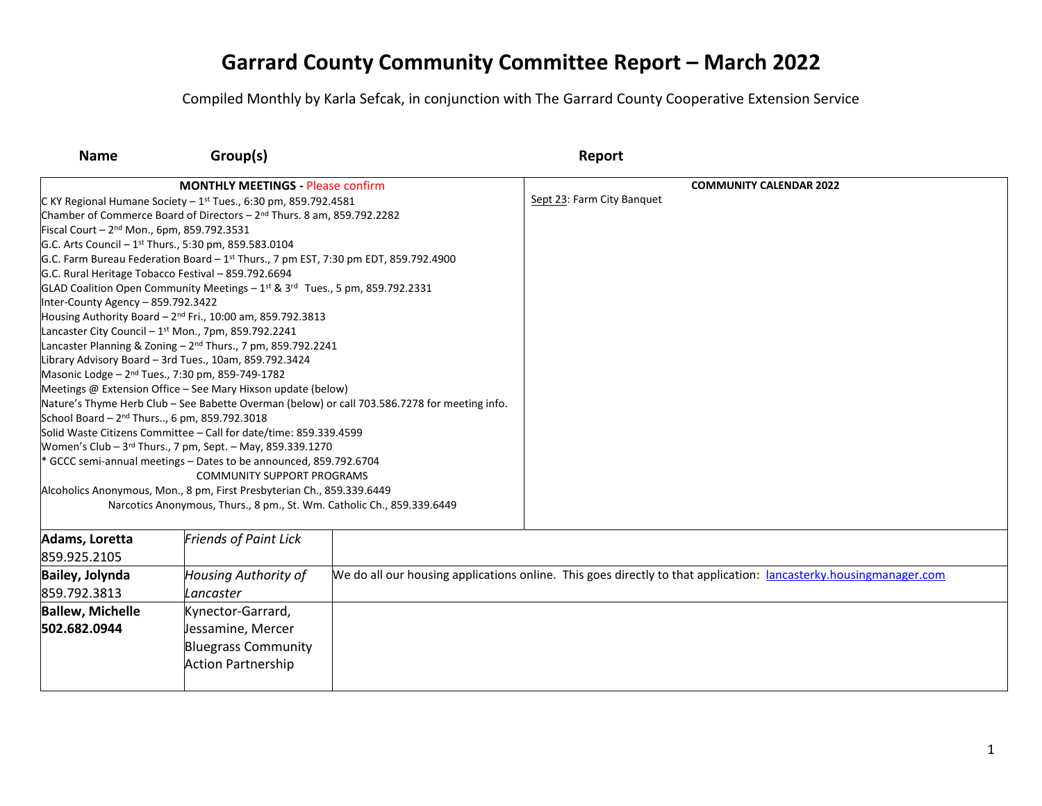# Garrard County Community Committee Report – March 2022

Compiled Monthly by Karla Sefcak, in conjunction with The Garrard County Cooperative Extension Service

| Name | Group(s) | Report |
|---|---|---|

| MONTHLY MEETINGS - Please confirm | COMMUNITY CALENDAR 2022 |
|---|---|
| C KY Regional Humane Society – 1st Tues., 6:30 pm, 859.792.4581<br>Chamber of Commerce Board of Directors – 2nd Thurs. 8 am, 859.792.2282<br>Fiscal Court – 2nd Mon., 6pm, 859.792.3531<br>G.C. Arts Council – 1st Thurs., 5:30 pm, 859.583.0104<br>G.C. Farm Bureau Federation Board – 1st Thurs., 7 pm EST, 7:30 pm EDT, 859.792.4900<br>G.C. Rural Heritage Tobacco Festival – 859.792.6694<br>GLAD Coalition Open Community Meetings – 1st & 3rd Tues., 5 pm, 859.792.2331<br>Inter-County Agency – 859.792.3422<br>Housing Authority Board – 2nd Fri., 10:00 am, 859.792.3813<br>Lancaster City Council – 1st Mon., 7pm, 859.792.2241<br>Lancaster Planning & Zoning – 2nd Thurs., 7 pm, 859.792.2241<br>Library Advisory Board – 3rd Tues., 10am, 859.792.3424<br>Masonic Lodge – 2nd Tues., 7:30 pm, 859-749-1782<br>Meetings @ Extension Office – See Mary Hixson update (below)<br>Nature's Thyme Herb Club – See Babette Overman (below) or call 703.586.7278 for meeting info.<br>School Board – 2nd Thurs.., 6 pm, 859.792.3018<br>Solid Waste Citizens Committee – Call for date/time: 859.339.4599<br>Women's Club – 3rd Thurs., 7 pm, Sept. – May, 859.339.1270<br>* GCCC semi-annual meetings – Dates to be announced, 859.792.6704<br>COMMUNITY SUPPORT PROGRAMS<br>Alcoholics Anonymous, Mon., 8 pm, First Presbyterian Ch., 859.339.6449<br>Narcotics Anonymous, Thurs., 8 pm., St. Wm. Catholic Ch., 859.339.6449 | Sept 23: Farm City Banquet |

| Name | Group(s) | Report |
|---|---|---|
| **Adams, Loretta**<br>859.925.2105 | *Friends of Paint Lick* | |
| **Bailey, Jolynda**<br>859.792.3813 | *Housing Authority of Lancaster* | We do all our housing applications online. This goes directly to that application: lancasterky.housingmanager.com |
| **Ballew, Michelle**<br>**502.682.0944** | Kynector-Garrard, Jessamine, Mercer<br>Bluegrass Community Action Partnership | |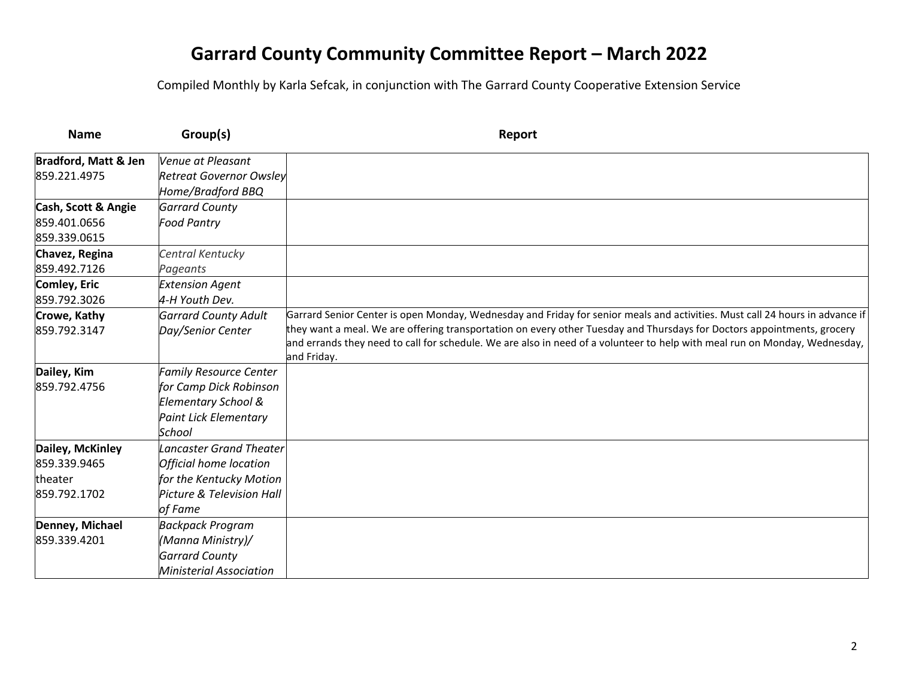# Garrard County Community Committee Report – March 2022

Compiled Monthly by Karla Sefcak, in conjunction with The Garrard County Cooperative Extension Service

| Name | Group(s) | Report |
|---|---|---|
| **Bradford, Matt & Jen**<br>859.221.4975 | *Venue at Pleasant Retreat Governor Owsley Home/Bradford BBQ* | |
| **Cash, Scott & Angie**<br>859.401.0656<br>859.339.0615 | *Garrard County Food Pantry* | |
| **Chavez, Regina**<br>859.492.7126 | *Central Kentucky Pageants* | |
| **Comley, Eric**<br>859.792.3026 | *Extension Agent 4-H Youth Dev.* | |
| **Crowe, Kathy**<br>859.792.3147 | *Garrard County Adult Day/Senior Center* | Garrard Senior Center is open Monday, Wednesday and Friday for senior meals and activities. Must call 24 hours in advance if they want a meal. We are offering transportation on every other Tuesday and Thursdays for Doctors appointments, grocery and errands they need to call for schedule. We are also in need of a volunteer to help with meal run on Monday, Wednesday, and Friday. |
| **Dailey, Kim**<br>859.792.4756 | *Family Resource Center for Camp Dick Robinson Elementary School & Paint Lick Elementary School* | |
| **Dailey, McKinley**<br>859.339.9465<br>theater<br>859.792.1702 | *Lancaster Grand Theater Official home location for the Kentucky Motion Picture & Television Hall of Fame* | |
| **Denney, Michael**<br>859.339.4201 | *Backpack Program (Manna Ministry)/ Garrard County Ministerial Association* | |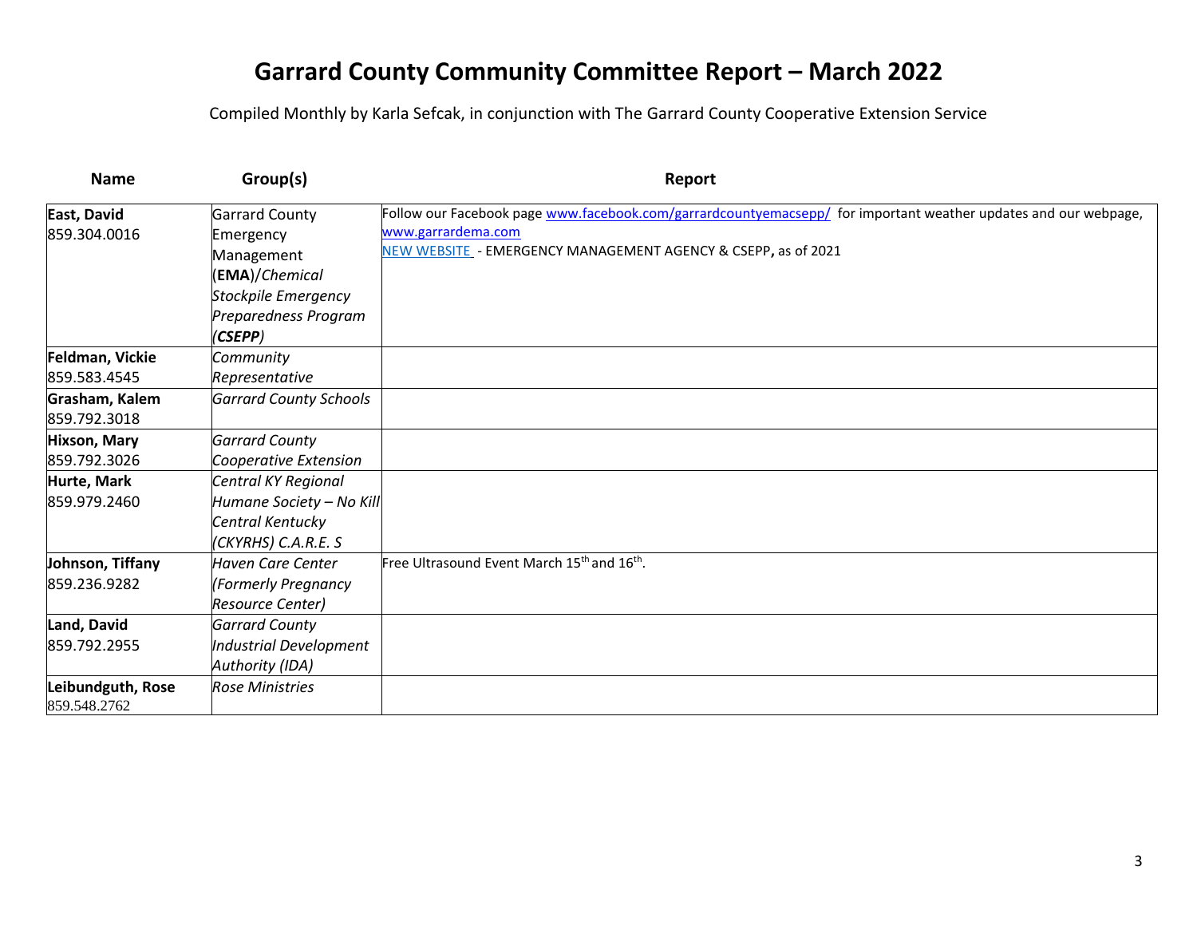# Garrard County Community Committee Report – March 2022

Compiled Monthly by Karla Sefcak, in conjunction with The Garrard County Cooperative Extension Service

| Name | Group(s) | Report |
|---|---|---|
| **East, David** 859.304.0016 | Garrard County Emergency Management (**EMA**)/*Chemical Stockpile Emergency Preparedness Program (**CSEPP**)* | Follow our Facebook page www.facebook.com/garrardcountyemacsepp/ for important weather updates and our webpage, www.garrardema.com NEW WEBSITE - EMERGENCY MANAGEMENT AGENCY & CSEPP, as of 2021 |
| **Feldman, Vickie** 859.583.4545 | *Community Representative* | |
| **Grasham, Kalem** 859.792.3018 | *Garrard County Schools* | |
| **Hixson, Mary** 859.792.3026 | *Garrard County Cooperative Extension* | |
| **Hurte, Mark** 859.979.2460 | *Central KY Regional Humane Society – No Kill Central Kentucky (CKYRHS) C.A.R.E. S* | |
| **Johnson, Tiffany** 859.236.9282 | *Haven Care Center (Formerly Pregnancy Resource Center)* | Free Ultrasound Event March 15th and 16th. |
| **Land, David** 859.792.2955 | *Garrard County Industrial Development Authority (IDA)* | |
| **Leibundguth, Rose** 859.548.2762 | *Rose Ministries* | |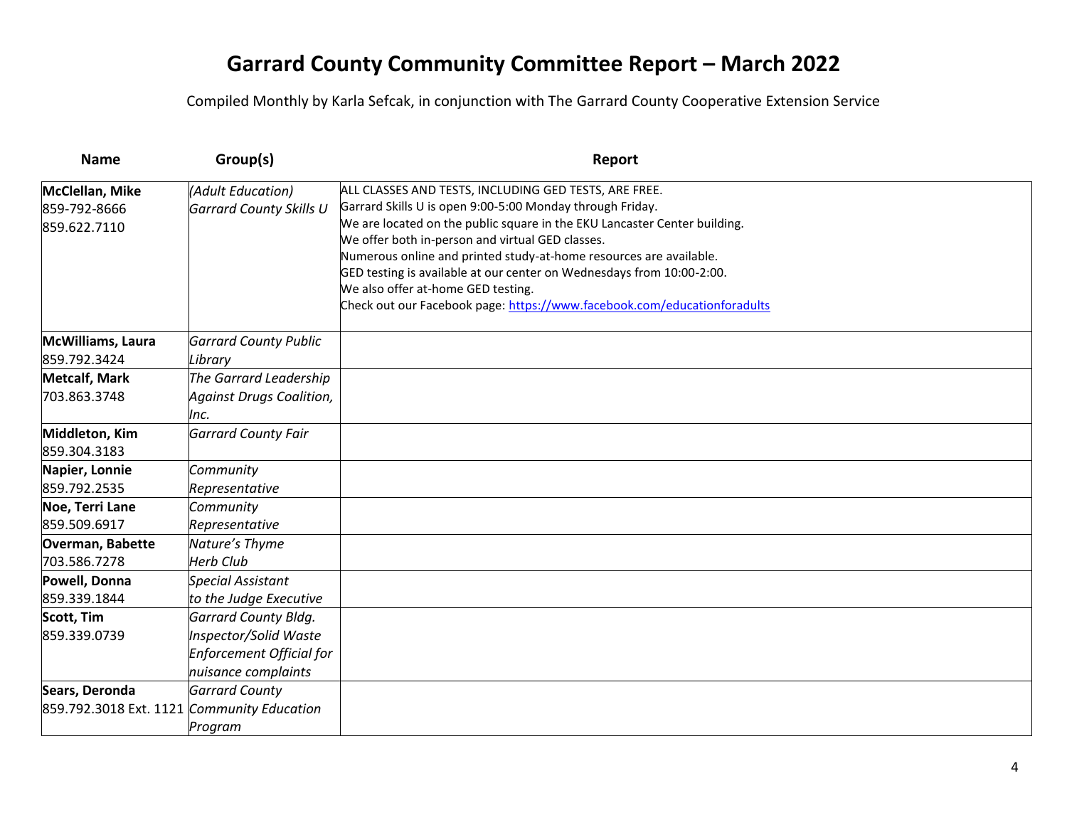# Garrard County Community Committee Report – March 2022

Compiled Monthly by Karla Sefcak, in conjunction with The Garrard County Cooperative Extension Service

| Name | Group(s) | Report |
|---|---|---|
| **McClellan, Mike**<br>859-792-8666<br>859.622.7110 | *(Adult Education)*<br>*Garrard County Skills U* | ALL CLASSES AND TESTS, INCLUDING GED TESTS, ARE FREE.<br>Garrard Skills U is open 9:00-5:00 Monday through Friday.<br>We are located on the public square in the EKU Lancaster Center building.<br>We offer both in-person and virtual GED classes.<br>Numerous online and printed study-at-home resources are available.<br>GED testing is available at our center on Wednesdays from 10:00-2:00.<br>We also offer at-home GED testing.<br>Check out our Facebook page: https://www.facebook.com/educationforadults |
| **McWilliams, Laura**<br>859.792.3424 | *Garrard County Public Library* | |
| **Metcalf, Mark**<br>703.863.3748 | *The Garrard Leadership Against Drugs Coalition, Inc.* | |
| **Middleton, Kim**<br>859.304.3183 | *Garrard County Fair* | |
| **Napier, Lonnie**<br>859.792.2535 | *Community Representative* | |
| **Noe, Terri Lane**<br>859.509.6917 | *Community Representative* | |
| **Overman, Babette**<br>703.586.7278 | *Nature's Thyme Herb Club* | |
| **Powell, Donna**<br>859.339.1844 | *Special Assistant to the Judge Executive* | |
| **Scott, Tim**<br>859.339.0739 | *Garrard County Bldg. Inspector/Solid Waste Enforcement Official for nuisance complaints* | |
| **Sears, Deronda**<br>859.792.3018 Ext. 1121 | *Garrard County Community Education Program* | |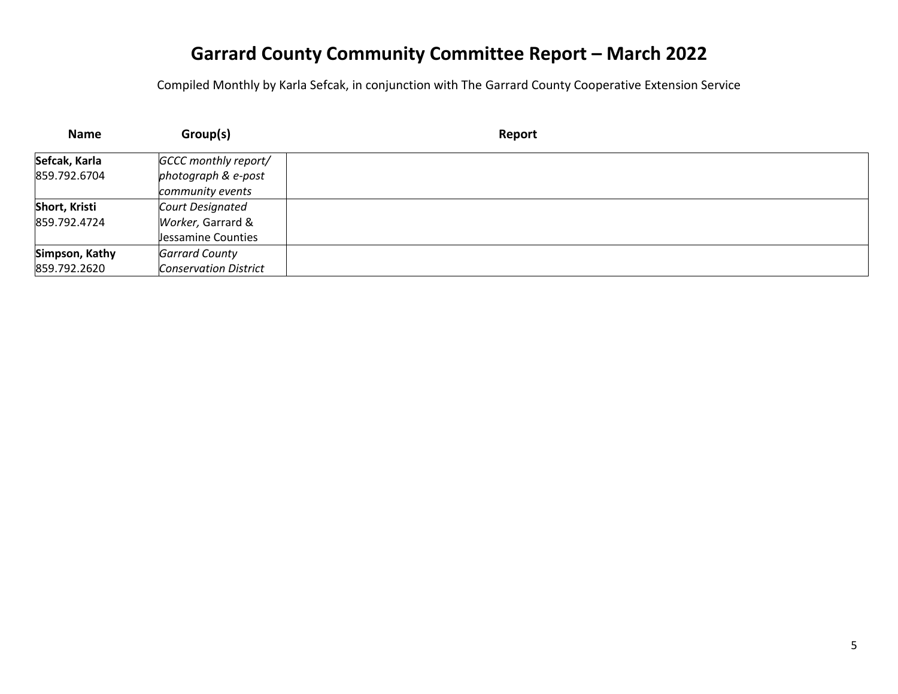# Garrard County Community Committee Report – March 2022

Compiled Monthly by Karla Sefcak, in conjunction with The Garrard County Cooperative Extension Service

| Name | Group(s) | Report |
|---|---|---|
| **Sefcak, Karla**<br>859.792.6704 | *GCCC monthly report/ photograph & e-post community events* | |
| **Short, Kristi**<br>859.792.4724 | *Court Designated Worker,* Garrard & Jessamine Counties | |
| **Simpson, Kathy**<br>859.792.2620 | *Garrard County Conservation District* | |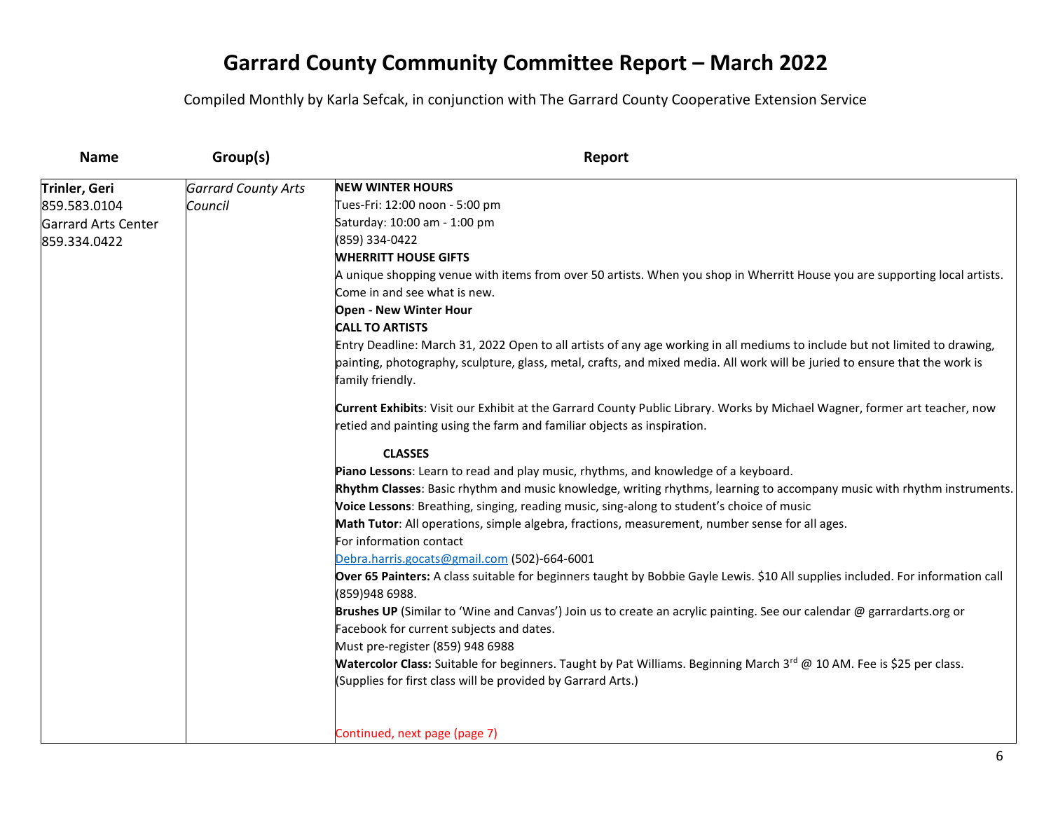# Garrard County Community Committee Report – March 2022

Compiled Monthly by Karla Sefcak, in conjunction with The Garrard County Cooperative Extension Service

| Name | Group(s) | Report |
|---|---|---|
| **Trinler, Geri**<br>859.583.0104<br>Garrard Arts Center<br>859.334.0422 | *Garrard County Arts Council* | **NEW WINTER HOURS**<br>Tues-Fri: 12:00 noon - 5:00 pm<br>Saturday: 10:00 am - 1:00 pm<br>(859) 334-0422<br>**WHERRITT HOUSE GIFTS**<br>A unique shopping venue with items from over 50 artists. When you shop in Wherritt House you are supporting local artists. Come in and see what is new.<br>**Open - New Winter Hour**<br>**CALL TO ARTISTS**<br>Entry Deadline: March 31, 2022 Open to all artists of any age working in all mediums to include but not limited to drawing, painting, photography, sculpture, glass, metal, crafts, and mixed media. All work will be juried to ensure that the work is family friendly.<br><br>**Current Exhibits**: Visit our Exhibit at the Garrard County Public Library. Works by Michael Wagner, former art teacher, now retied and painting using the farm and familiar objects as inspiration.<br><br>**CLASSES**<br>**Piano Lessons**: Learn to read and play music, rhythms, and knowledge of a keyboard.<br>**Rhythm Classes**: Basic rhythm and music knowledge, writing rhythms, learning to accompany music with rhythm instruments.<br>**Voice Lessons**: Breathing, singing, reading music, sing-along to student's choice of music<br>**Math Tutor**: All operations, simple algebra, fractions, measurement, number sense for all ages.<br>For information contact<br>Debra.harris.gocats@gmail.com (502)-664-6001<br>**Over 65 Painters:** A class suitable for beginners taught by Bobbie Gayle Lewis. $10 All supplies included. For information call (859)948 6988.<br>**Brushes UP** (Similar to 'Wine and Canvas') Join us to create an acrylic painting. See our calendar @ garrardarts.org or Facebook for current subjects and dates.<br>Must pre-register (859) 948 6988<br>**Watercolor Class:** Suitable for beginners. Taught by Pat Williams. Beginning March 3rd @ 10 AM. Fee is $25 per class. (Supplies for first class will be provided by Garrard Arts.)<br><br>Continued, next page (page 7) |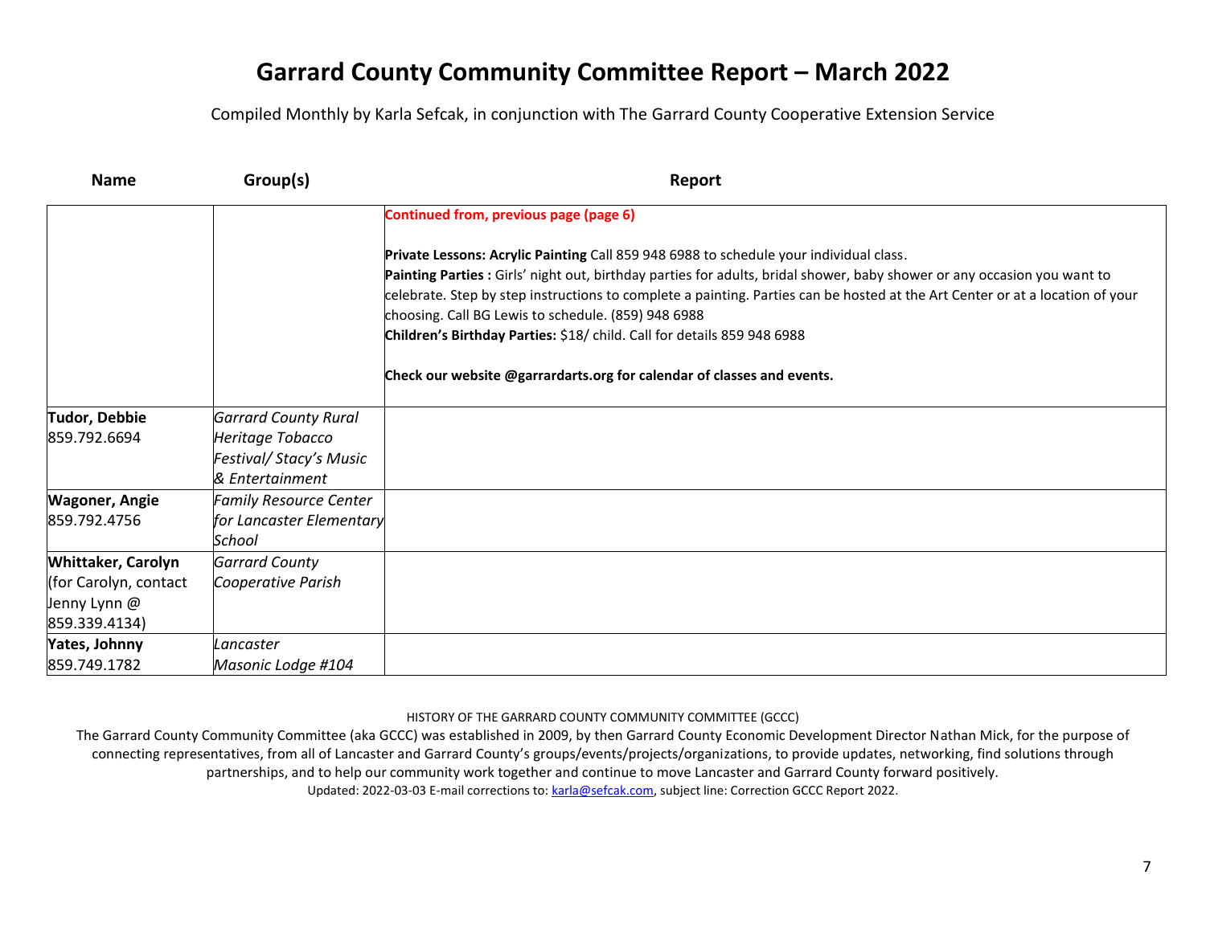# Garrard County Community Committee Report – March 2022

Compiled Monthly by Karla Sefcak, in conjunction with The Garrard County Cooperative Extension Service

| Name | Group(s) | Report |
|---|---|---|
| | | **Continued from, previous page (page 6)**<br><br>**Private Lessons: Acrylic Painting** Call 859 948 6988 to schedule your individual class.<br>**Painting Parties :** Girls' night out, birthday parties for adults, bridal shower, baby shower or any occasion you want to celebrate. Step by step instructions to complete a painting. Parties can be hosted at the Art Center or at a location of your choosing. Call BG Lewis to schedule. (859) 948 6988<br>**Children's Birthday Parties:** $18/ child. Call for details 859 948 6988<br><br>**Check our website @garrardarts.org for calendar of classes and events.** |
| **Tudor, Debbie**<br>859.792.6694 | *Garrard County Rural Heritage Tobacco Festival/ Stacy's Music & Entertainment* | |
| **Wagoner, Angie**<br>859.792.4756 | *Family Resource Center for Lancaster Elementary School* | |
| **Whittaker, Carolyn**<br>(for Carolyn, contact Jenny Lynn @ 859.339.4134) | *Garrard County Cooperative Parish* | |
| **Yates, Johnny**<br>859.749.1782 | *Lancaster Masonic Lodge #104* | |

HISTORY OF THE GARRARD COUNTY COMMUNITY COMMITTEE (GCCC)

The Garrard County Community Committee (aka GCCC) was established in 2009, by then Garrard County Economic Development Director Nathan Mick, for the purpose of connecting representatives, from all of Lancaster and Garrard County's groups/events/projects/organizations, to provide updates, networking, find solutions through partnerships, and to help our community work together and continue to move Lancaster and Garrard County forward positively.

Updated: 2022-03-03 E-mail corrections to: karla@sefcak.com, subject line: Correction GCCC Report 2022.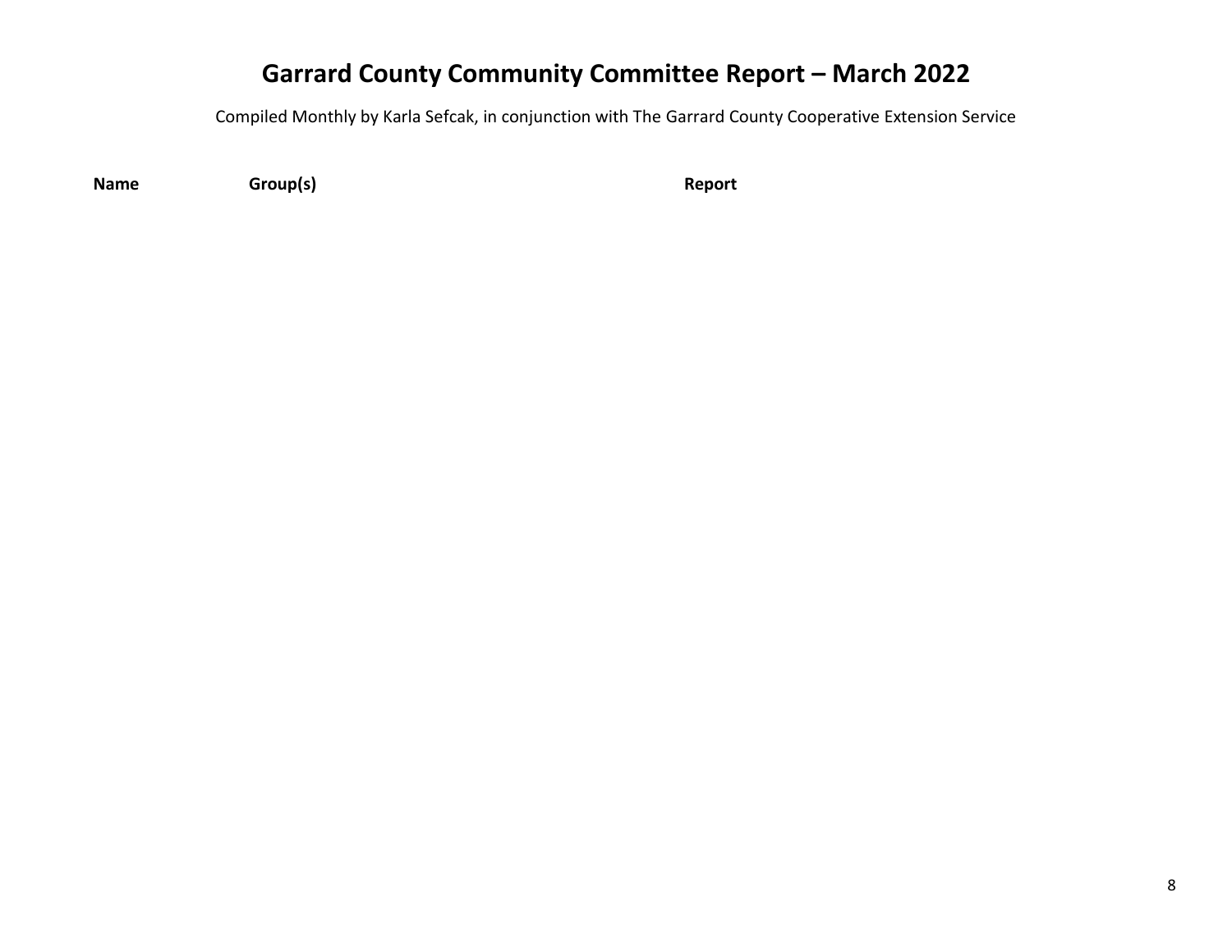# Garrard County Community Committee Report – March 2022

Compiled Monthly by Karla Sefcak, in conjunction with The Garrard County Cooperative Extension Service

| Name | Group(s) | Report |
| --- | --- | --- |